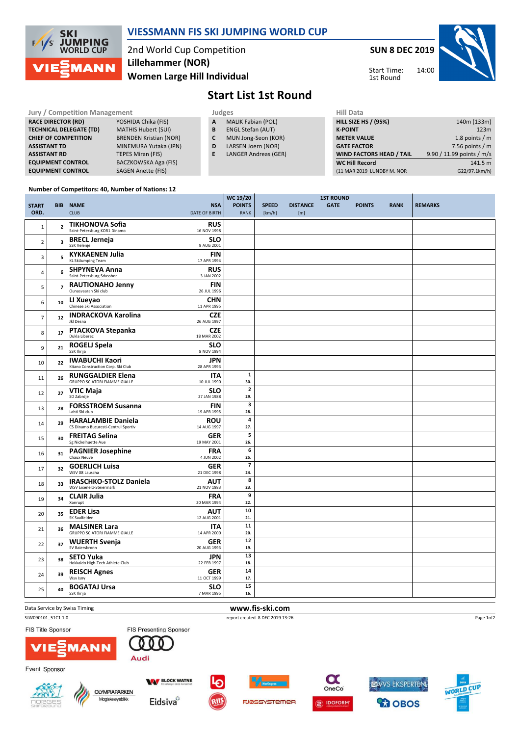# VIESSMANN FIS SKI JUMPING WORLD CUP

## 2nd World Cup Competition
## Lillehammer (NOR)
## Women Large Hill Individual

**SUN 8 DEC 2019**

Start Time: 14:00
1st Round

# Start List 1st Round

| Jury / Competition Management | |
|---|---|
| RACE DIRECTOR (RD) | YOSHIDA Chika (FIS) |
| TECHNICAL DELEGATE (TD) | MATHIS Hubert (SUI) |
| CHIEF OF COMPETITION | BRENDEN Kristian (NOR) |
| ASSISTANT TD | MINEMURA Yutaka (JPN) |
| ASSISTANT RD | TEPES Miran (FIS) |
| EQUIPMENT CONTROL | BACZKOWSKA Aga (FIS) |
| EQUIPMENT CONTROL | SAGEN Anette (FIS) |

| Judges | |
|---|---|
| A | MALIK Fabian (POL) |
| B | ENGL Stefan (AUT) |
| C | MUN Jong-Seon (KOR) |
| D | LARSEN Joern (NOR) |
| E | LANGER Andreas (GER) |

| Hill Data | |
|---|---|
| HILL SIZE HS / (95%) | 140m (133m) |
| K-POINT | 123m |
| METER VALUE | 1.8 points / m |
| GATE FACTOR | 7.56 points / m |
| WIND FACTORS HEAD / TAIL | 9.90 / 11.99 points / m/s |
| WC Hill Record | 141.5 m |
| (11 MAR 2019 LUNDBY M. NOR | G22/97.1km/h) |

Number of Competitors: 40, Number of Nations: 12

| START ORD. | BIB | NAME / CLUB | NSA / DATE OF BIRTH | WC 19/20 POINTS / RANK | SPEED [km/h] | DISTANCE [m] | GATE | POINTS | RANK | REMARKS |
|---|---|---|---|---|---|---|---|---|---|---|
| 1 | 2 | **TIKHONOVA Sofia** Saint-Petersburg KOR1 Dinamo | RUS 16 NOV 1998 | | | | | | | |
| 2 | 3 | **BRECL Jerneja** SSK Velenje | SLO 9 AUG 2001 | | | | | | | |
| 3 | 5 | **KYKKAENEN Julia** KL SkiJumping Team | FIN 17 APR 1994 | | | | | | | |
| 4 | 6 | **SHPYNEVA Anna** Saint-Petersburg Sdusshor | RUS 3 JAN 2002 | | | | | | | |
| 5 | 7 | **RAUTIONAHO Jenny** Ounasvaaran Ski club | FIN 26 JUL 1996 | | | | | | | |
| 6 | 10 | **LI Xueyao** Chinese Ski Association | CHN 11 APR 1995 | | | | | | | |
| 7 | 12 | **INDRACKOVA Karolina** Jkl Desna | CZE 26 AUG 1997 | | | | | | | |
| 8 | 17 | **PTACKOVA Stepanka** Dukla Liberec | CZE 18 MAR 2002 | | | | | | | |
| 9 | 21 | **ROGELJ Spela** SSK Ilirija | SLO 8 NOV 1994 | | | | | | | |
| 10 | 22 | **IWABUCHI Kaori** Kitano Construction Corp. Ski Club | JPN 28 APR 1993 | | | | | | | |
| 11 | 26 | **RUNGGALDIER Elena** GRUPPO SCIATORI FIAMME GIALLE | ITA 10 JUL 1990 | 1 30. | | | | | | |
| 12 | 27 | **VTIC Maja** SD Zabrdje | SLO 27 JAN 1988 | 2 29. | | | | | | |
| 13 | 28 | **FORSSTROEM Susanna** Lahti Ski club | FIN 19 APR 1995 | 3 28. | | | | | | |
| 14 | 29 | **HARALAMBIE Daniela** CS Dinamo Bucuresti-Centrul Sportiv | ROU 14 AUG 1997 | 4 27. | | | | | | |
| 15 | 30 | **FREITAG Selina** Sg Nickelhuette Aue | GER 19 MAY 2001 | 5 26. | | | | | | |
| 16 | 31 | **PAGNIER Josephine** Chaux Neuve | FRA 4 JUN 2002 | 6 25. | | | | | | |
| 17 | 32 | **GOERLICH Luisa** WSV 08 Lauscha | GER 21 DEC 1998 | 7 24. | | | | | | |
| 18 | 33 | **IRASCHKO-STOLZ Daniela** WSV Eisenerz-Steiermark | AUT 21 NOV 1983 | 8 23. | | | | | | |
| 19 | 34 | **CLAIR Julia** Xonrupt | FRA 20 MAR 1994 | 9 22. | | | | | | |
| 20 | 35 | **EDER Lisa** SK Saalfelden | AUT 12 AUG 2001 | 10 21. | | | | | | |
| 21 | 36 | **MALSINER Lara** GRUPPO SCIATORI FIAMME GIALLE | ITA 14 APR 2000 | 11 20. | | | | | | |
| 22 | 37 | **WUERTH Svenja** SV Baiersbronn | GER 20 AUG 1993 | 12 19. | | | | | | |
| 23 | 38 | **SETO Yuka** Hokkaido High-Tech Athlete Club | JPN 22 FEB 1997 | 13 18. | | | | | | |
| 24 | 39 | **REISCH Agnes** Wsv Isny | GER 11 OCT 1999 | 14 17. | | | | | | |
| 25 | 40 | **BOGATAJ Ursa** SSK Ilirija | SLO 7 MAR 1995 | 15 16. | | | | | | |

Data Service by Swiss Timing — www.fis-ski.com

SJW090101_51C1 1.0 — report created 8 DEC 2019 13:26

FIS Title Sponsor: VIESSMANN — FIS Presenting Sponsor: Audi

Event Sponsor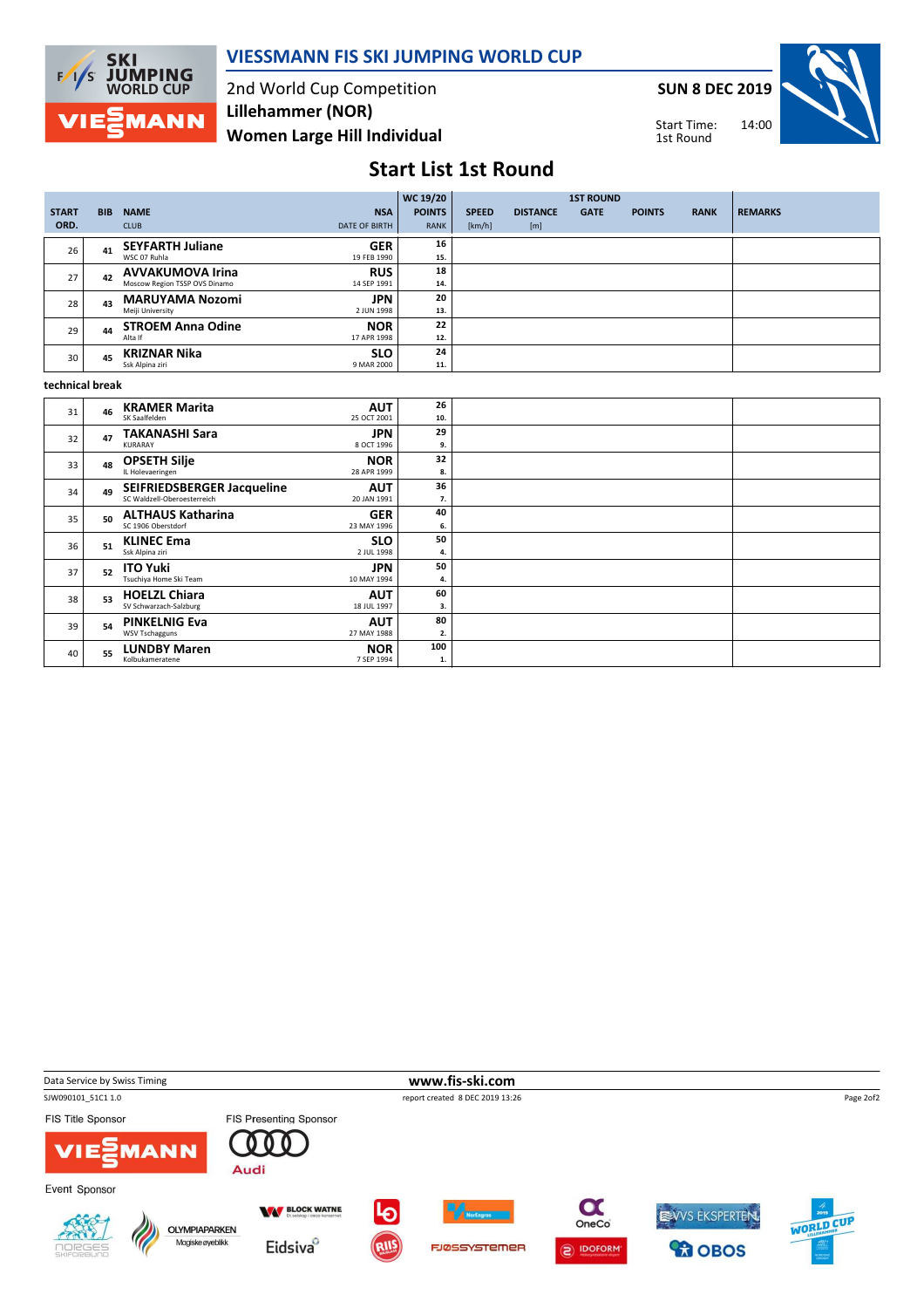# VIESSMANN FIS SKI JUMPING WORLD CUP

2nd World Cup Competition
**Lillehammer (NOR)**
**Women Large Hill Individual**

**SUN 8 DEC 2019**

Start Time: 14:00
1st Round

## Start List 1st Round

| START ORD. | BIB | NAME / CLUB | NSA / DATE OF BIRTH | WC 19/20 POINTS / RANK | SPEED [km/h] | DISTANCE [m] | GATE | POINTS | RANK | REMARKS |
|---|---|---|---|---|---|---|---|---|---|---|
| 26 | 41 | **SEYFARTH Juliane** WSC 07 Ruhla | **GER** 19 FEB 1990 | 16 15. | | | | | | |
| 27 | 42 | **AVVAKUMOVA Irina** Moscow Region TSSP OVS Dinamo | **RUS** 14 SEP 1991 | 18 14. | | | | | | |
| 28 | 43 | **MARUYAMA Nozomi** Meiji University | **JPN** 2 JUN 1998 | 20 13. | | | | | | |
| 29 | 44 | **STROEM Anna Odine** Alta If | **NOR** 17 APR 1998 | 22 12. | | | | | | |
| 30 | 45 | **KRIZNAR Nika** Ssk Alpina ziri | **SLO** 9 MAR 2000 | 24 11. | | | | | | |
| technical break | | | | | | | | | | |
| 31 | 46 | **KRAMER Marita** SK Saalfelden | **AUT** 25 OCT 2001 | 26 10. | | | | | | |
| 32 | 47 | **TAKANASHI Sara** KURARAY | **JPN** 8 OCT 1996 | 29 9. | | | | | | |
| 33 | 48 | **OPSETH Silje** IL Holevaeringen | **NOR** 28 APR 1999 | 32 8. | | | | | | |
| 34 | 49 | **SEIFRIEDSBERGER Jacqueline** SC Waldzell-Oberoesterreich | **AUT** 20 JAN 1991 | 36 7. | | | | | | |
| 35 | 50 | **ALTHAUS Katharina** SC 1906 Oberstdorf | **GER** 23 MAY 1996 | 40 6. | | | | | | |
| 36 | 51 | **KLINEC Ema** Ssk Alpina ziri | **SLO** 2 JUL 1998 | 50 4. | | | | | | |
| 37 | 52 | **ITO Yuki** Tsuchiya Home Ski Team | **JPN** 10 MAY 1994 | 50 4. | | | | | | |
| 38 | 53 | **HOELZL Chiara** SV Schwarzach-Salzburg | **AUT** 18 JUL 1997 | 60 3. | | | | | | |
| 39 | 54 | **PINKELNIG Eva** WSV Tschagguns | **AUT** 27 MAY 1988 | 80 2. | | | | | | |
| 40 | 55 | **LUNDBY Maren** Kolbukameratene | **NOR** 7 SEP 1994 | 100 1. | | | | | | |

Data Service by Swiss Timing — www.fis-ski.com

SJW090101_51C1 1.0 — report created 8 DEC 2019 13:26

FIS Title Sponsor: VIESSMANN — FIS Presenting Sponsor: Audi

Event Sponsor